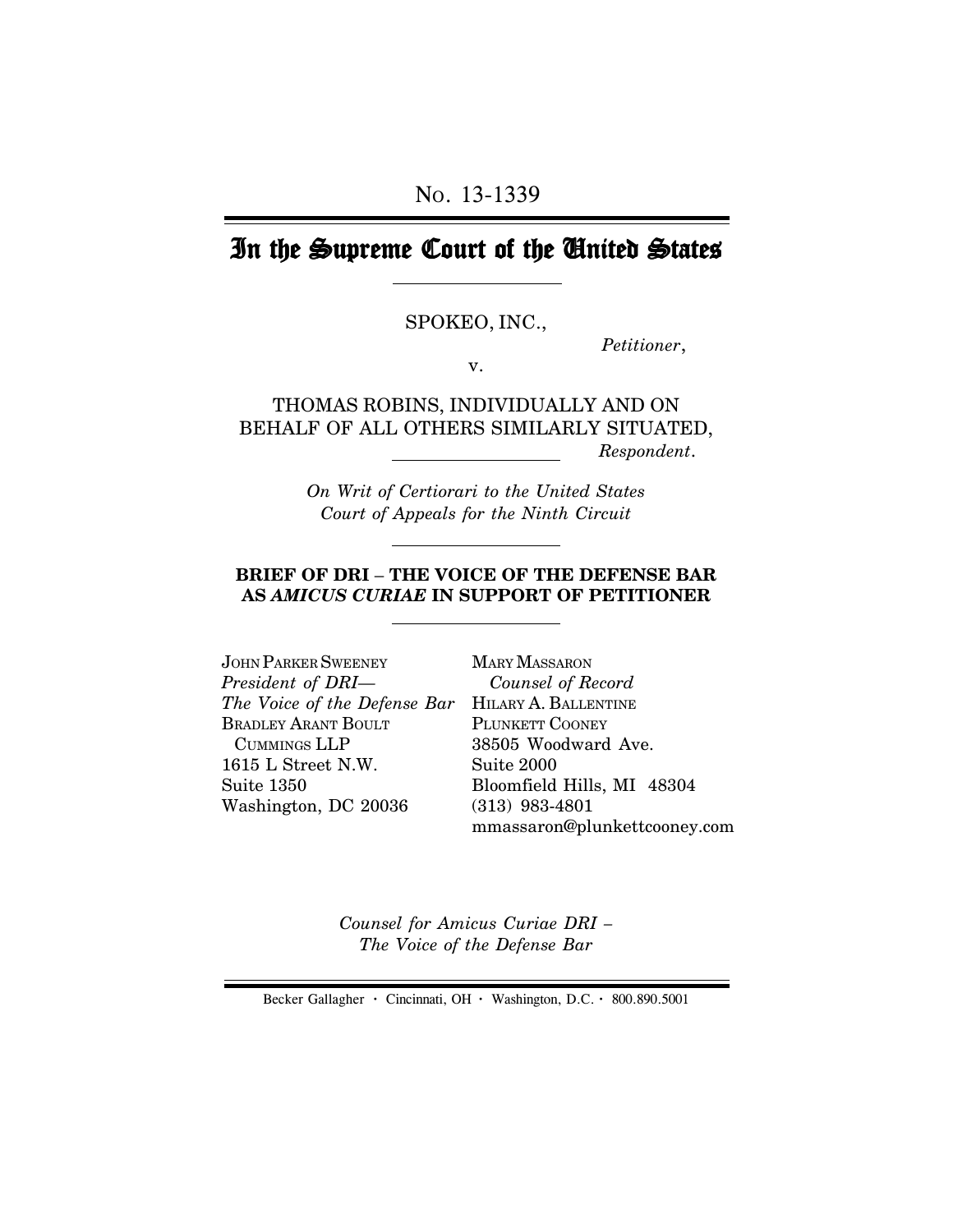No. 13-1339

# In the Supreme Court of the United States

SPOKEO, INC.,

*Petitioner*,

v.

THOMAS ROBINS, INDIVIDUALLY AND ON BEHALF OF ALL OTHERS SIMILARLY SITUATED,

*Respondent*.

*On Writ of Certiorari to the United States Court of Appeals for the Ninth Circuit*

**BRIEF OF DRI – THE VOICE OF THE DEFENSE BAR AS *AMICUS CURIAE* IN SUPPORT OF PETITIONER**

JOHN PARKER SWEENEY
*President of DRI—*
*The Voice of the Defense Bar*
BRADLEY ARANT BOULT CUMMINGS LLP
1615 L Street N.W.
Suite 1350
Washington, DC 20036

MARY MASSARON
*Counsel of Record*
HILARY A. BALLENTINE
PLUNKETT COONEY
38505 Woodward Ave.
Suite 2000
Bloomfield Hills, MI 48304
(313) 983-4801
mmassaron@plunkettcooney.com

*Counsel for Amicus Curiae DRI – The Voice of the Defense Bar*

Becker Gallagher · Cincinnati, OH · Washington, D.C. · 800.890.5001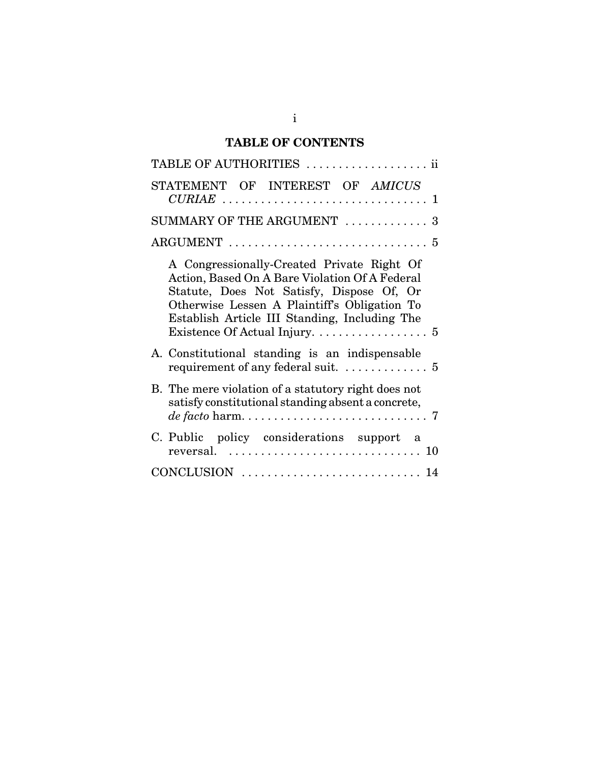# TABLE OF CONTENTS

TABLE OF AUTHORITIES . . . . . . . . . . . . . . . . . . . ii

STATEMENT OF INTEREST OF *AMICUS CURIAE* . . . . . . . . . . . . . . . . . . . . . . . . . . . . . . . . 1

SUMMARY OF THE ARGUMENT . . . . . . . . . . . . . 3

ARGUMENT . . . . . . . . . . . . . . . . . . . . . . . . . . . . . . . 5

A Congressionally-Created Private Right Of Action, Based On A Bare Violation Of A Federal Statute, Does Not Satisfy, Dispose Of, Or Otherwise Lessen A Plaintiff's Obligation To Establish Article III Standing, Including The Existence Of Actual Injury. . . . . . . . . . . . . . . . . . 5

A. Constitutional standing is an indispensable requirement of any federal suit. . . . . . . . . . . . . . 5

B. The mere violation of a statutory right does not satisfy constitutional standing absent a concrete, *de facto* harm. . . . . . . . . . . . . . . . . . . . . . . . . . . . 7

C. Public policy considerations support a reversal. . . . . . . . . . . . . . . . . . . . . . . . . . . . . . . 10

CONCLUSION . . . . . . . . . . . . . . . . . . . . . . . . . . . . 14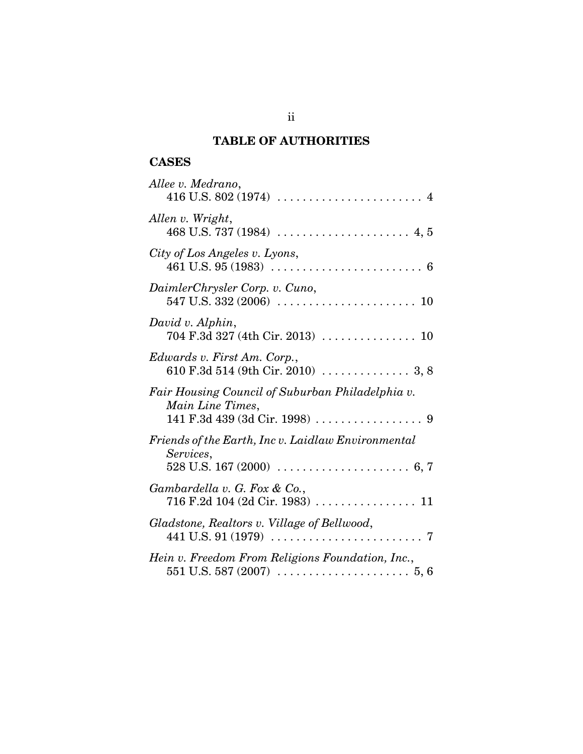# TABLE OF AUTHORITIES

## CASES

*Allee v. Medrano*,
416 U.S. 802 (1974) . . . . . . . . . . . . . . . . . . . . . . . 4

*Allen v. Wright*,
468 U.S. 737 (1984) . . . . . . . . . . . . . . . . . . . . . 4, 5

*City of Los Angeles v. Lyons*,
461 U.S. 95 (1983) . . . . . . . . . . . . . . . . . . . . . . . . 6

*DaimlerChrysler Corp. v. Cuno*,
547 U.S. 332 (2006) . . . . . . . . . . . . . . . . . . . . . . 10

*David v. Alphin*,
704 F.3d 327 (4th Cir. 2013) . . . . . . . . . . . . . . . 10

*Edwards v. First Am. Corp.*,
610 F.3d 514 (9th Cir. 2010) . . . . . . . . . . . . . . 3, 8

*Fair Housing Council of Suburban Philadelphia v. Main Line Times*,
141 F.3d 439 (3d Cir. 1998) . . . . . . . . . . . . . . . . . 9

*Friends of the Earth, Inc v. Laidlaw Environmental Services*,
528 U.S. 167 (2000) . . . . . . . . . . . . . . . . . . . . . 6, 7

*Gambardella v. G. Fox & Co.*,
716 F.2d 104 (2d Cir. 1983) . . . . . . . . . . . . . . . . 11

*Gladstone, Realtors v. Village of Bellwood*,
441 U.S. 91 (1979) . . . . . . . . . . . . . . . . . . . . . . . . 7

*Hein v. Freedom From Religions Foundation, Inc.*,
551 U.S. 587 (2007) . . . . . . . . . . . . . . . . . . . . . 5, 6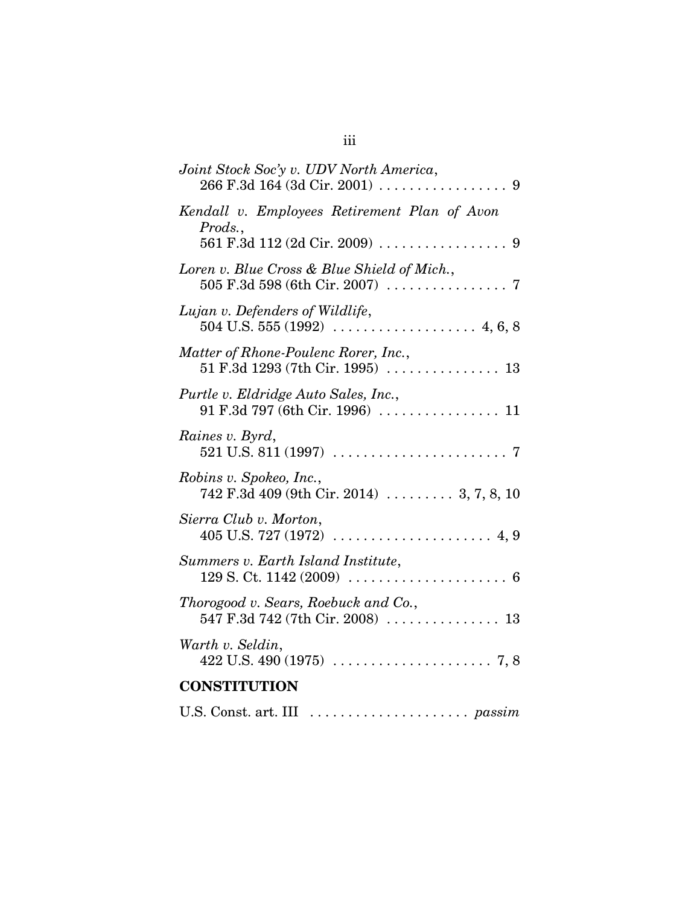*Joint Stock Soc'y v. UDV North America*,
266 F.3d 164 (3d Cir. 2001) . . . . . . . . . . . . . . . . . 9

*Kendall v. Employees Retirement Plan of Avon Prods.*,
561 F.3d 112 (2d Cir. 2009) . . . . . . . . . . . . . . . . . 9

*Loren v. Blue Cross & Blue Shield of Mich.*,
505 F.3d 598 (6th Cir. 2007) . . . . . . . . . . . . . . . . 7

*Lujan v. Defenders of Wildlife*,
504 U.S. 555 (1992) . . . . . . . . . . . . . . . . . . . 4, 6, 8

*Matter of Rhone-Poulenc Rorer, Inc.*,
51 F.3d 1293 (7th Cir. 1995) . . . . . . . . . . . . . . . 13

*Purtle v. Eldridge Auto Sales, Inc.*,
91 F.3d 797 (6th Cir. 1996) . . . . . . . . . . . . . . . . 11

*Raines v. Byrd*,
521 U.S. 811 (1997) . . . . . . . . . . . . . . . . . . . . . . . 7

*Robins v. Spokeo, Inc.*,
742 F.3d 409 (9th Cir. 2014) . . . . . . . . . 3, 7, 8, 10

*Sierra Club v. Morton*,
405 U.S. 727 (1972) . . . . . . . . . . . . . . . . . . . . . 4, 9

*Summers v. Earth Island Institute*,
129 S. Ct. 1142 (2009) . . . . . . . . . . . . . . . . . . . . . 6

*Thorogood v. Sears, Roebuck and Co.*,
547 F.3d 742 (7th Cir. 2008) . . . . . . . . . . . . . . . 13

*Warth v. Seldin*,
422 U.S. 490 (1975) . . . . . . . . . . . . . . . . . . . . . 7, 8

**CONSTITUTION**

U.S. Const. art. III . . . . . . . . . . . . . . . . . . . . . *passim*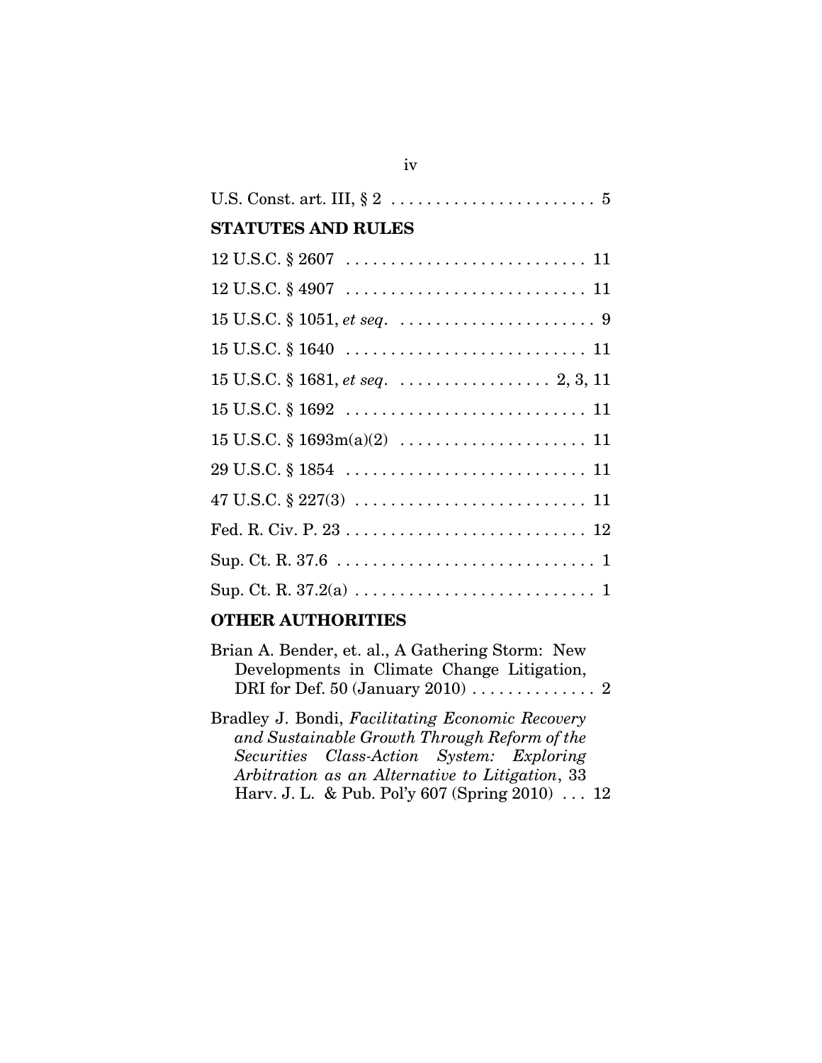U.S. Const. art. III, § 2 . . . . . . . . . . . . . . . . . . . . . . . 5

**STATUTES AND RULES**

12 U.S.C. § 2607 . . . . . . . . . . . . . . . . . . . . . . . . . . . 11

12 U.S.C. § 4907 . . . . . . . . . . . . . . . . . . . . . . . . . . . 11

15 U.S.C. § 1051, *et seq*. . . . . . . . . . . . . . . . . . . . . . . 9

15 U.S.C. § 1640 . . . . . . . . . . . . . . . . . . . . . . . . . . . 11

15 U.S.C. § 1681, *et seq*. . . . . . . . . . . . . . . . . . 2, 3, 11

15 U.S.C. § 1692 . . . . . . . . . . . . . . . . . . . . . . . . . . . 11

15 U.S.C. § 1693m(a)(2) . . . . . . . . . . . . . . . . . . . . . 11

29 U.S.C. § 1854 . . . . . . . . . . . . . . . . . . . . . . . . . . . 11

47 U.S.C. § 227(3) . . . . . . . . . . . . . . . . . . . . . . . . . . 11

Fed. R. Civ. P. 23 . . . . . . . . . . . . . . . . . . . . . . . . . . . 12

Sup. Ct. R. 37.6 . . . . . . . . . . . . . . . . . . . . . . . . . . . . 1

Sup. Ct. R. 37.2(a) . . . . . . . . . . . . . . . . . . . . . . . . . . 1

**OTHER AUTHORITIES**

Brian A. Bender, et. al., A Gathering Storm: New Developments in Climate Change Litigation, DRI for Def. 50 (January 2010) . . . . . . . . . . . . . . 2

Bradley J. Bondi, *Facilitating Economic Recovery and Sustainable Growth Through Reform of the Securities Class-Action System: Exploring Arbitration as an Alternative to Litigation*, 33 Harv. J. L. & Pub. Pol'y 607 (Spring 2010) . . . 12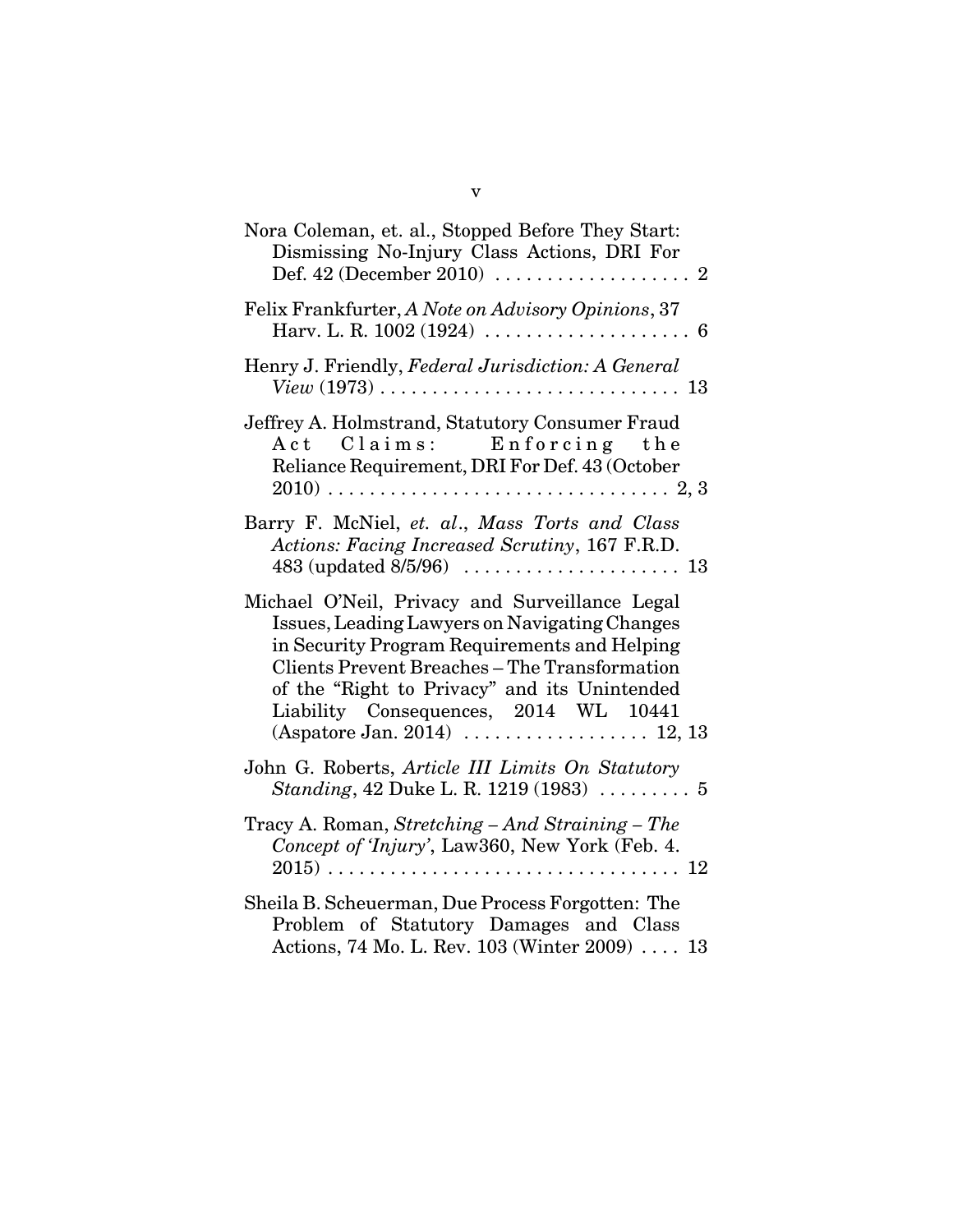Nora Coleman, et. al., Stopped Before They Start: Dismissing No-Injury Class Actions, DRI For Def. 42 (December 2010) . . . . . . . . . . . . . . . . . . . 2

Felix Frankfurter, *A Note on Advisory Opinions*, 37 Harv. L. R. 1002 (1924) . . . . . . . . . . . . . . . . . . . . 6

Henry J. Friendly, *Federal Jurisdiction: A General View* (1973) . . . . . . . . . . . . . . . . . . . . . . . . . . . . 13

Jeffrey A. Holmstrand, Statutory Consumer Fraud Act Claims: Enforcing the Reliance Requirement, DRI For Def. 43 (October 2010) . . . . . . . . . . . . . . . . . . . . . . . . . . . . . . . . 2, 3

Barry F. McNiel, *et. al*., *Mass Torts and Class Actions: Facing Increased Scrutiny*, 167 F.R.D. 483 (updated 8/5/96) . . . . . . . . . . . . . . . . . . . . . 13

Michael O'Neil, Privacy and Surveillance Legal Issues, Leading Lawyers on Navigating Changes in Security Program Requirements and Helping Clients Prevent Breaches – The Transformation of the "Right to Privacy" and its Unintended Liability Consequences, 2014 WL 10441 (Aspatore Jan. 2014) . . . . . . . . . . . . . . . . . . 12, 13

John G. Roberts, *Article III Limits On Statutory Standing*, 42 Duke L. R. 1219 (1983) . . . . . . . . . 5

Tracy A. Roman, *Stretching – And Straining – The Concept of 'Injury'*, Law360, New York (Feb. 4. 2015) . . . . . . . . . . . . . . . . . . . . . . . . . . . . . . . . . . 12

Sheila B. Scheuerman, Due Process Forgotten: The Problem of Statutory Damages and Class Actions, 74 Mo. L. Rev. 103 (Winter 2009) . . . . 13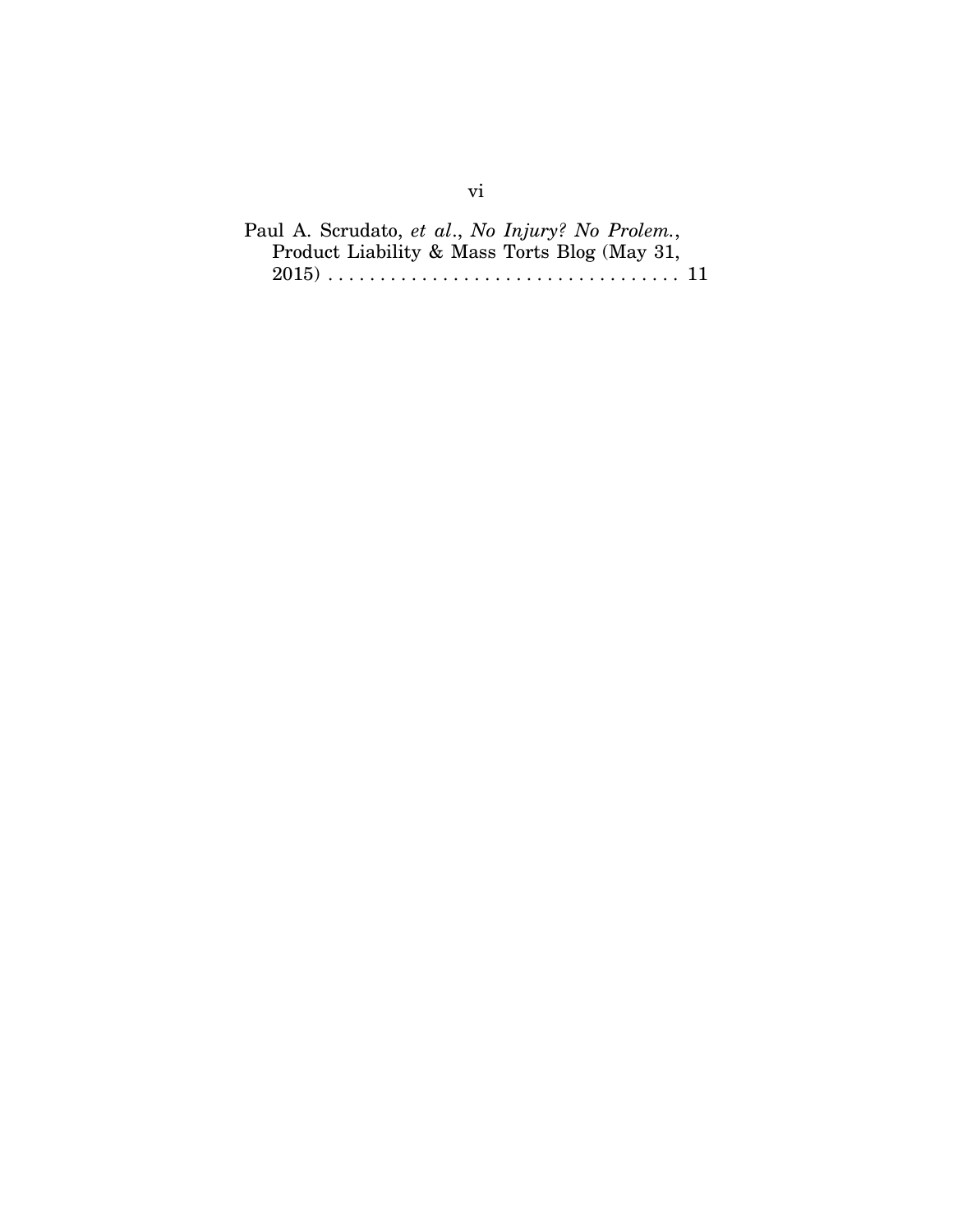Paul A. Scrudato, *et al*., *No Injury? No Prolem.*, Product Liability & Mass Torts Blog (May 31, 2015) . . . . . . . . . . . . . . . . . . . . . . . . . . . . . . . . . 11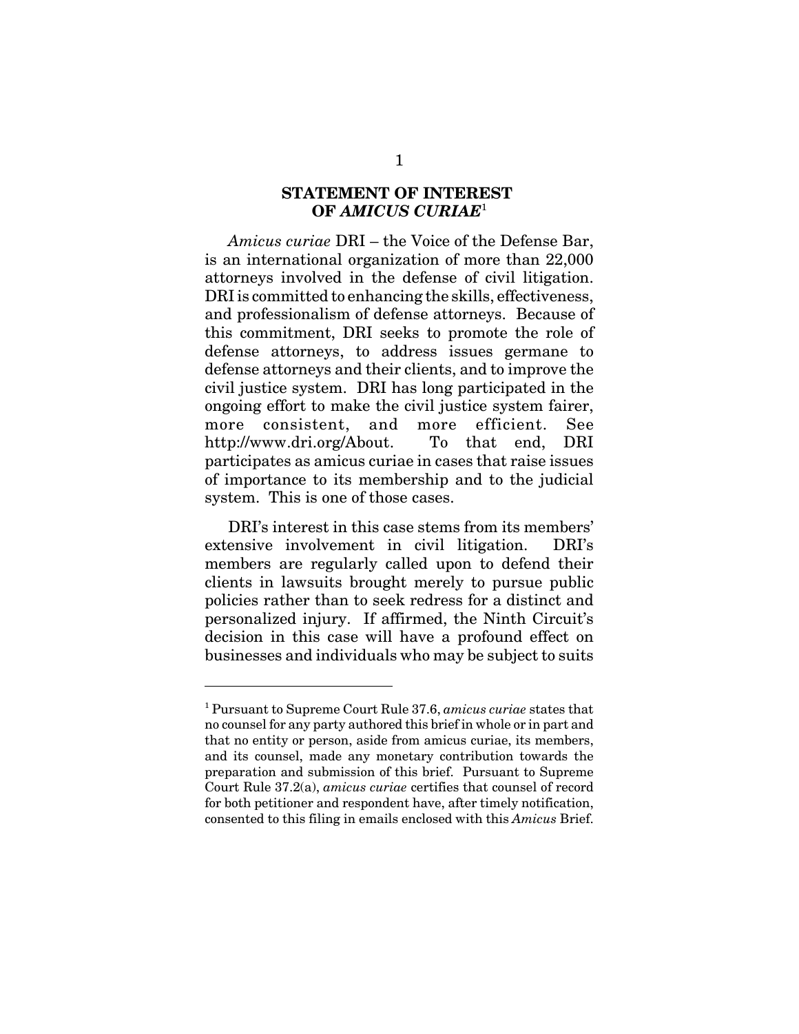## STATEMENT OF INTEREST OF *AMICUS CURIAE*[1]

*Amicus curiae* DRI – the Voice of the Defense Bar, is an international organization of more than 22,000 attorneys involved in the defense of civil litigation. DRI is committed to enhancing the skills, effectiveness, and professionalism of defense attorneys. Because of this commitment, DRI seeks to promote the role of defense attorneys, to address issues germane to defense attorneys and their clients, and to improve the civil justice system. DRI has long participated in the ongoing effort to make the civil justice system fairer, more consistent, and more efficient. See http://www.dri.org/About. To that end, DRI participates as amicus curiae in cases that raise issues of importance to its membership and to the judicial system. This is one of those cases.

DRI's interest in this case stems from its members' extensive involvement in civil litigation. DRI's members are regularly called upon to defend their clients in lawsuits brought merely to pursue public policies rather than to seek redress for a distinct and personalized injury. If affirmed, the Ninth Circuit's decision in this case will have a profound effect on businesses and individuals who may be subject to suits

---

[1] Pursuant to Supreme Court Rule 37.6, *amicus curiae* states that no counsel for any party authored this brief in whole or in part and that no entity or person, aside from amicus curiae, its members, and its counsel, made any monetary contribution towards the preparation and submission of this brief. Pursuant to Supreme Court Rule 37.2(a), *amicus curiae* certifies that counsel of record for both petitioner and respondent have, after timely notification, consented to this filing in emails enclosed with this *Amicus* Brief.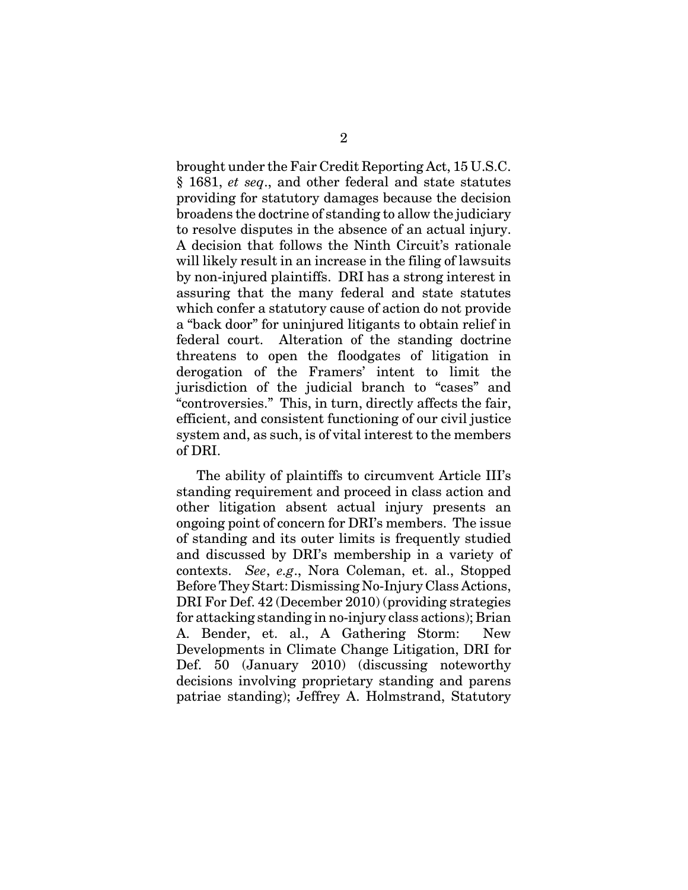brought under the Fair Credit Reporting Act, 15 U.S.C. § 1681, *et seq*., and other federal and state statutes providing for statutory damages because the decision broadens the doctrine of standing to allow the judiciary to resolve disputes in the absence of an actual injury. A decision that follows the Ninth Circuit's rationale will likely result in an increase in the filing of lawsuits by non-injured plaintiffs. DRI has a strong interest in assuring that the many federal and state statutes which confer a statutory cause of action do not provide a "back door" for uninjured litigants to obtain relief in federal court. Alteration of the standing doctrine threatens to open the floodgates of litigation in derogation of the Framers' intent to limit the jurisdiction of the judicial branch to "cases" and "controversies." This, in turn, directly affects the fair, efficient, and consistent functioning of our civil justice system and, as such, is of vital interest to the members of DRI.

The ability of plaintiffs to circumvent Article III's standing requirement and proceed in class action and other litigation absent actual injury presents an ongoing point of concern for DRI's members. The issue of standing and its outer limits is frequently studied and discussed by DRI's membership in a variety of contexts. *See*, *e.g*., Nora Coleman, et. al., Stopped Before They Start: Dismissing No-Injury Class Actions, DRI For Def. 42 (December 2010) (providing strategies for attacking standing in no-injury class actions); Brian A. Bender, et. al., A Gathering Storm: New Developments in Climate Change Litigation, DRI for Def. 50 (January 2010) (discussing noteworthy decisions involving proprietary standing and parens patriae standing); Jeffrey A. Holmstrand, Statutory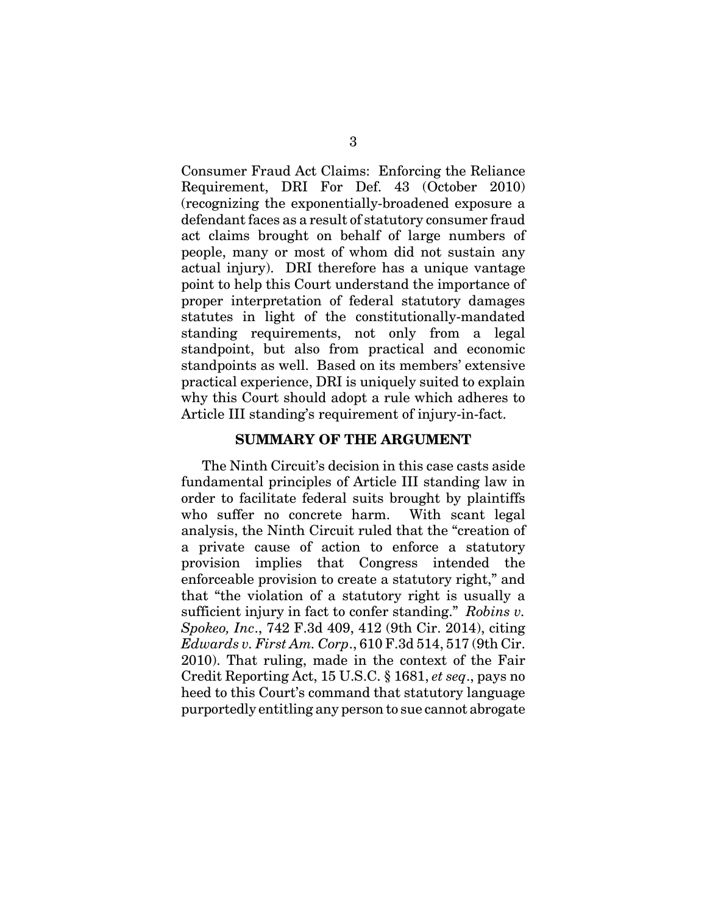Consumer Fraud Act Claims: Enforcing the Reliance Requirement, DRI For Def. 43 (October 2010) (recognizing the exponentially-broadened exposure a defendant faces as a result of statutory consumer fraud act claims brought on behalf of large numbers of people, many or most of whom did not sustain any actual injury). DRI therefore has a unique vantage point to help this Court understand the importance of proper interpretation of federal statutory damages statutes in light of the constitutionally-mandated standing requirements, not only from a legal standpoint, but also from practical and economic standpoints as well. Based on its members' extensive practical experience, DRI is uniquely suited to explain why this Court should adopt a rule which adheres to Article III standing's requirement of injury-in-fact.

## SUMMARY OF THE ARGUMENT

The Ninth Circuit's decision in this case casts aside fundamental principles of Article III standing law in order to facilitate federal suits brought by plaintiffs who suffer no concrete harm. With scant legal analysis, the Ninth Circuit ruled that the "creation of a private cause of action to enforce a statutory provision implies that Congress intended the enforceable provision to create a statutory right," and that "the violation of a statutory right is usually a sufficient injury in fact to confer standing." *Robins v. Spokeo, Inc*., 742 F.3d 409, 412 (9th Cir. 2014), citing *Edwards v. First Am. Corp*., 610 F.3d 514, 517 (9th Cir. 2010). That ruling, made in the context of the Fair Credit Reporting Act, 15 U.S.C. § 1681, *et seq*., pays no heed to this Court's command that statutory language purportedly entitling any person to sue cannot abrogate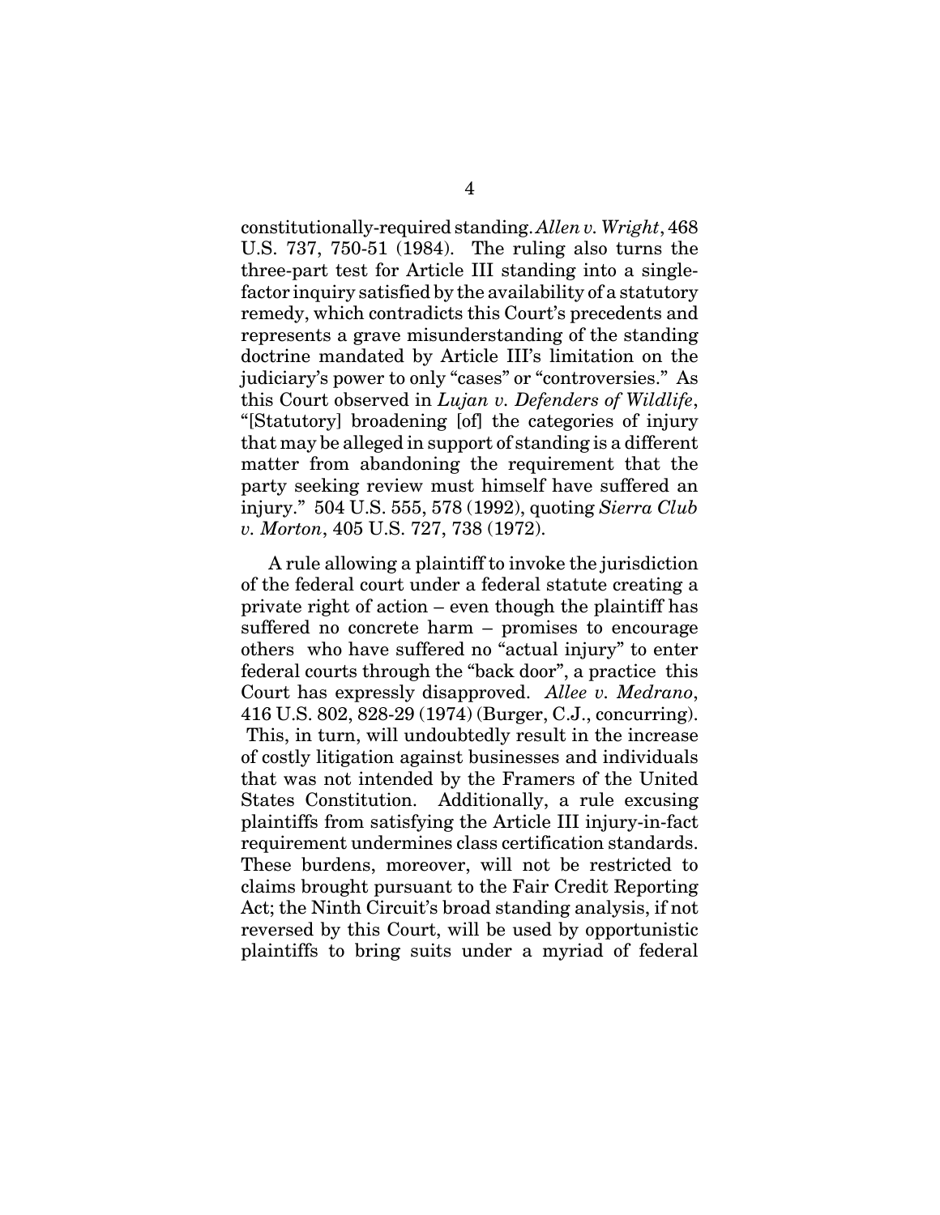constitutionally-required standing. *Allen v. Wright*, 468 U.S. 737, 750-51 (1984). The ruling also turns the three-part test for Article III standing into a single-factor inquiry satisfied by the availability of a statutory remedy, which contradicts this Court's precedents and represents a grave misunderstanding of the standing doctrine mandated by Article III's limitation on the judiciary's power to only "cases" or "controversies." As this Court observed in *Lujan v. Defenders of Wildlife*, "[Statutory] broadening [of] the categories of injury that may be alleged in support of standing is a different matter from abandoning the requirement that the party seeking review must himself have suffered an injury." 504 U.S. 555, 578 (1992), quoting *Sierra Club v. Morton*, 405 U.S. 727, 738 (1972).

A rule allowing a plaintiff to invoke the jurisdiction of the federal court under a federal statute creating a private right of action – even though the plaintiff has suffered no concrete harm – promises to encourage others who have suffered no "actual injury" to enter federal courts through the "back door", a practice this Court has expressly disapproved. *Allee v. Medrano*, 416 U.S. 802, 828-29 (1974) (Burger, C.J., concurring). This, in turn, will undoubtedly result in the increase of costly litigation against businesses and individuals that was not intended by the Framers of the United States Constitution. Additionally, a rule excusing plaintiffs from satisfying the Article III injury-in-fact requirement undermines class certification standards. These burdens, moreover, will not be restricted to claims brought pursuant to the Fair Credit Reporting Act; the Ninth Circuit's broad standing analysis, if not reversed by this Court, will be used by opportunistic plaintiffs to bring suits under a myriad of federal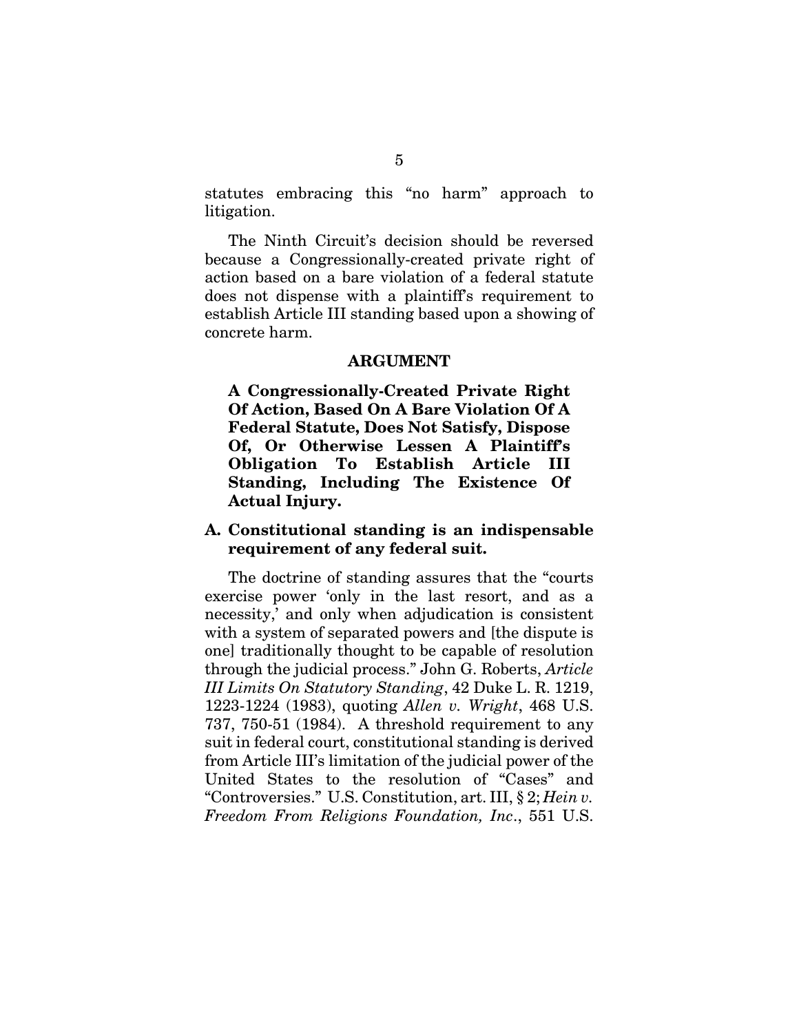statutes embracing this "no harm" approach to litigation.

The Ninth Circuit's decision should be reversed because a Congressionally-created private right of action based on a bare violation of a federal statute does not dispense with a plaintiff's requirement to establish Article III standing based upon a showing of concrete harm.

## ARGUMENT

### A Congressionally-Created Private Right Of Action, Based On A Bare Violation Of A Federal Statute, Does Not Satisfy, Dispose Of, Or Otherwise Lessen A Plaintiff's Obligation To Establish Article III Standing, Including The Existence Of Actual Injury.

#### A. Constitutional standing is an indispensable requirement of any federal suit.

The doctrine of standing assures that the "courts exercise power 'only in the last resort, and as a necessity,' and only when adjudication is consistent with a system of separated powers and [the dispute is one] traditionally thought to be capable of resolution through the judicial process." John G. Roberts, *Article III Limits On Statutory Standing*, 42 Duke L. R. 1219, 1223-1224 (1983), quoting *Allen v. Wright*, 468 U.S. 737, 750-51 (1984). A threshold requirement to any suit in federal court, constitutional standing is derived from Article III's limitation of the judicial power of the United States to the resolution of "Cases" and "Controversies." U.S. Constitution, art. III, § 2; *Hein v. Freedom From Religions Foundation, Inc*., 551 U.S.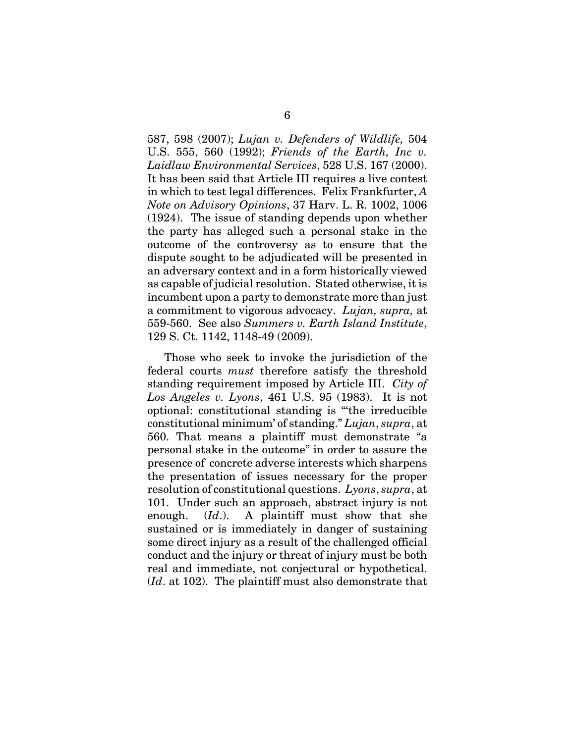587, 598 (2007); *Lujan v. Defenders of Wildlife,* 504 U.S. 555, 560 (1992); *Friends of the Earth, Inc v. Laidlaw Environmental Services*, 528 U.S. 167 (2000). It has been said that Article III requires a live contest in which to test legal differences. Felix Frankfurter, *A Note on Advisory Opinions*, 37 Harv. L. R. 1002, 1006 (1924). The issue of standing depends upon whether the party has alleged such a personal stake in the outcome of the controversy as to ensure that the dispute sought to be adjudicated will be presented in an adversary context and in a form historically viewed as capable of judicial resolution. Stated otherwise, it is incumbent upon a party to demonstrate more than just a commitment to vigorous advocacy. *Lujan, supra,* at 559-560. See also *Summers v. Earth Island Institute*, 129 S. Ct. 1142, 1148-49 (2009).

Those who seek to invoke the jurisdiction of the federal courts *must* therefore satisfy the threshold standing requirement imposed by Article III. *City of Los Angeles v. Lyons*, 461 U.S. 95 (1983). It is not optional: constitutional standing is "'the irreducible constitutional minimum' of standing." *Lujan*, *supra*, at 560. That means a plaintiff must demonstrate "a personal stake in the outcome" in order to assure the presence of concrete adverse interests which sharpens the presentation of issues necessary for the proper resolution of constitutional questions. *Lyons*, *supra*, at 101. Under such an approach, abstract injury is not enough. (*Id*.). A plaintiff must show that she sustained or is immediately in danger of sustaining some direct injury as a result of the challenged official conduct and the injury or threat of injury must be both real and immediate, not conjectural or hypothetical. (*Id*. at 102). The plaintiff must also demonstrate that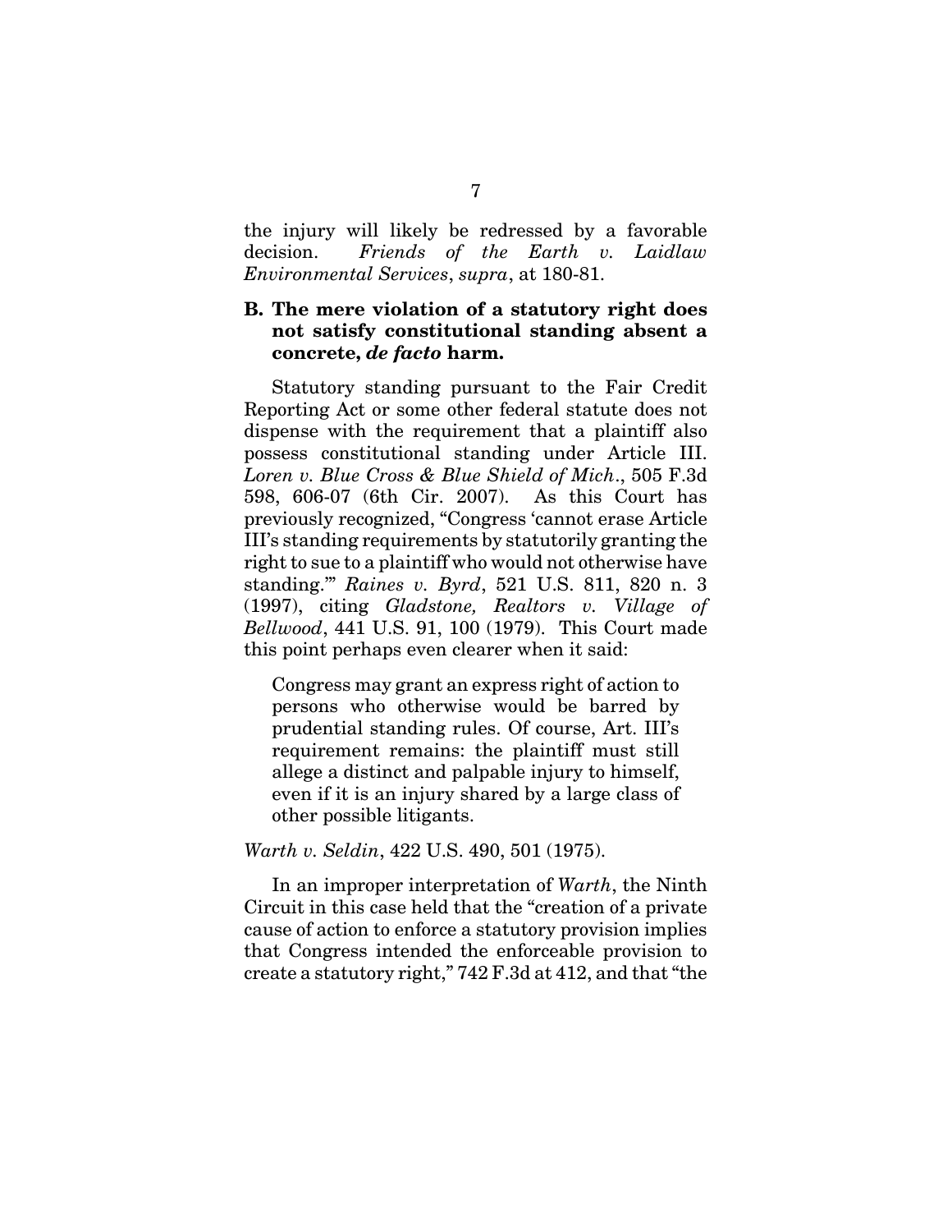the injury will likely be redressed by a favorable decision. *Friends of the Earth v. Laidlaw Environmental Services*, *supra*, at 180-81.

### B. The mere violation of a statutory right does not satisfy constitutional standing absent a concrete, *de facto* harm.

Statutory standing pursuant to the Fair Credit Reporting Act or some other federal statute does not dispense with the requirement that a plaintiff also possess constitutional standing under Article III. *Loren v. Blue Cross & Blue Shield of Mich*., 505 F.3d 598, 606-07 (6th Cir. 2007). As this Court has previously recognized, "Congress 'cannot erase Article III's standing requirements by statutorily granting the right to sue to a plaintiff who would not otherwise have standing.'" *Raines v. Byrd*, 521 U.S. 811, 820 n. 3 (1997), citing *Gladstone, Realtors v. Village of Bellwood*, 441 U.S. 91, 100 (1979). This Court made this point perhaps even clearer when it said:

> Congress may grant an express right of action to persons who otherwise would be barred by prudential standing rules. Of course, Art. III's requirement remains: the plaintiff must still allege a distinct and palpable injury to himself, even if it is an injury shared by a large class of other possible litigants.

*Warth v. Seldin*, 422 U.S. 490, 501 (1975).

In an improper interpretation of *Warth*, the Ninth Circuit in this case held that the "creation of a private cause of action to enforce a statutory provision implies that Congress intended the enforceable provision to create a statutory right," 742 F.3d at 412, and that "the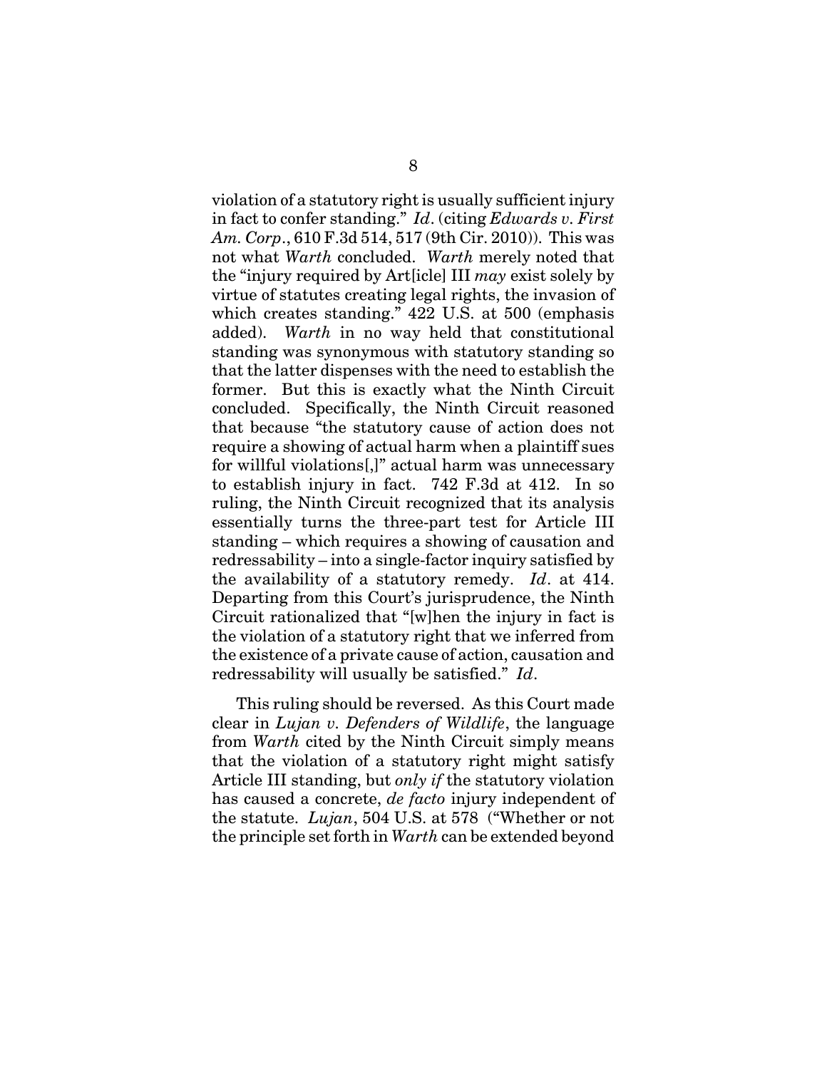violation of a statutory right is usually sufficient injury in fact to confer standing." *Id*. (citing *Edwards v. First Am. Corp*., 610 F.3d 514, 517 (9th Cir. 2010)). This was not what *Warth* concluded. *Warth* merely noted that the "injury required by Art[icle] III *may* exist solely by virtue of statutes creating legal rights, the invasion of which creates standing." 422 U.S. at 500 (emphasis added). *Warth* in no way held that constitutional standing was synonymous with statutory standing so that the latter dispenses with the need to establish the former. But this is exactly what the Ninth Circuit concluded. Specifically, the Ninth Circuit reasoned that because "the statutory cause of action does not require a showing of actual harm when a plaintiff sues for willful violations[,]" actual harm was unnecessary to establish injury in fact. 742 F.3d at 412. In so ruling, the Ninth Circuit recognized that its analysis essentially turns the three-part test for Article III standing – which requires a showing of causation and redressability – into a single-factor inquiry satisfied by the availability of a statutory remedy. *Id*. at 414. Departing from this Court's jurisprudence, the Ninth Circuit rationalized that "[w]hen the injury in fact is the violation of a statutory right that we inferred from the existence of a private cause of action, causation and redressability will usually be satisfied." *Id*.

This ruling should be reversed. As this Court made clear in *Lujan v. Defenders of Wildlife*, the language from *Warth* cited by the Ninth Circuit simply means that the violation of a statutory right might satisfy Article III standing, but *only if* the statutory violation has caused a concrete, *de facto* injury independent of the statute. *Lujan*, 504 U.S. at 578 ("Whether or not the principle set forth in *Warth* can be extended beyond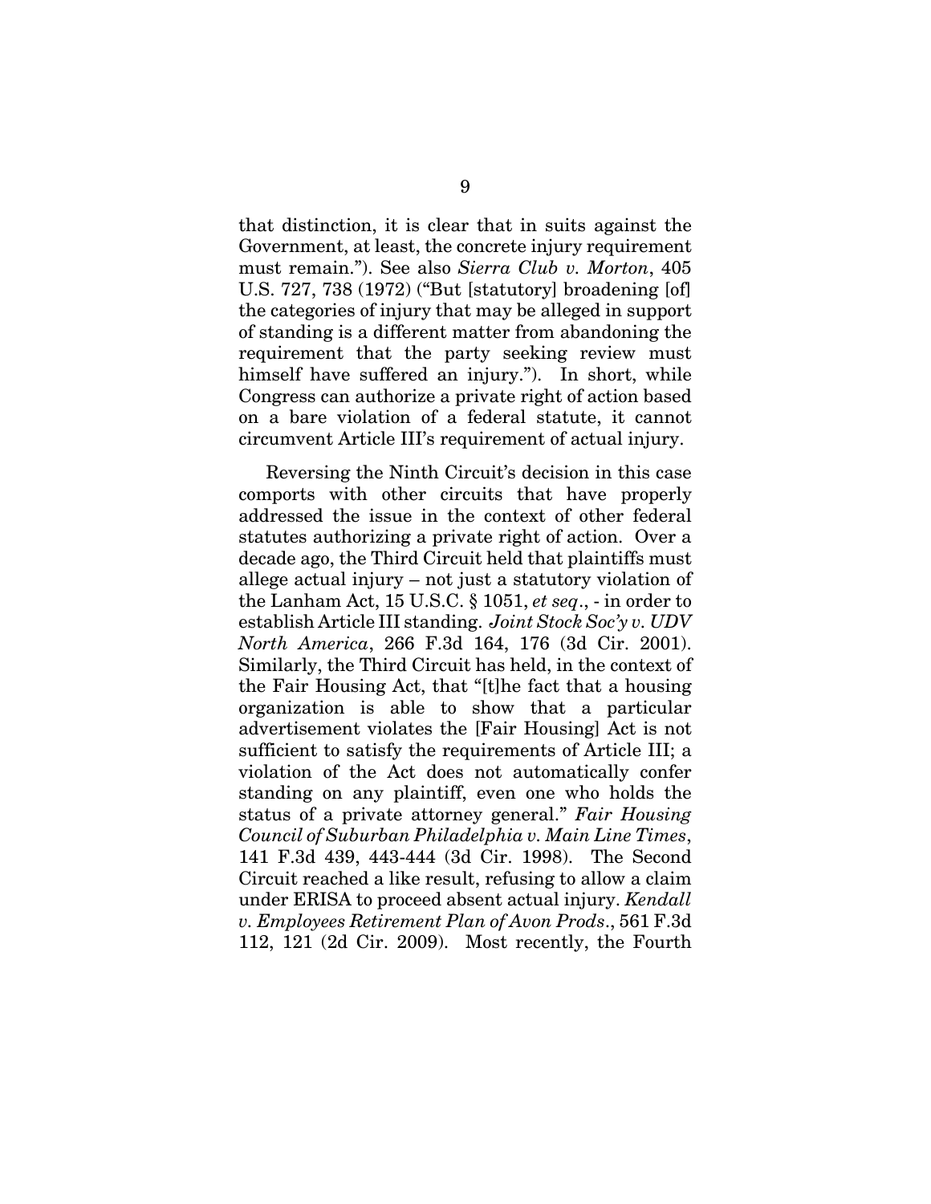that distinction, it is clear that in suits against the Government, at least, the concrete injury requirement must remain."). See also *Sierra Club v. Morton*, 405 U.S. 727, 738 (1972) ("But [statutory] broadening [of] the categories of injury that may be alleged in support of standing is a different matter from abandoning the requirement that the party seeking review must himself have suffered an injury."). In short, while Congress can authorize a private right of action based on a bare violation of a federal statute, it cannot circumvent Article III's requirement of actual injury.

Reversing the Ninth Circuit's decision in this case comports with other circuits that have properly addressed the issue in the context of other federal statutes authorizing a private right of action. Over a decade ago, the Third Circuit held that plaintiffs must allege actual injury – not just a statutory violation of the Lanham Act, 15 U.S.C. § 1051, *et seq*., - in order to establish Article III standing. *Joint Stock Soc'y v. UDV North America*, 266 F.3d 164, 176 (3d Cir. 2001). Similarly, the Third Circuit has held, in the context of the Fair Housing Act, that "[t]he fact that a housing organization is able to show that a particular advertisement violates the [Fair Housing] Act is not sufficient to satisfy the requirements of Article III; a violation of the Act does not automatically confer standing on any plaintiff, even one who holds the status of a private attorney general." *Fair Housing Council of Suburban Philadelphia v. Main Line Times*, 141 F.3d 439, 443-444 (3d Cir. 1998). The Second Circuit reached a like result, refusing to allow a claim under ERISA to proceed absent actual injury. *Kendall v. Employees Retirement Plan of Avon Prods*., 561 F.3d 112, 121 (2d Cir. 2009). Most recently, the Fourth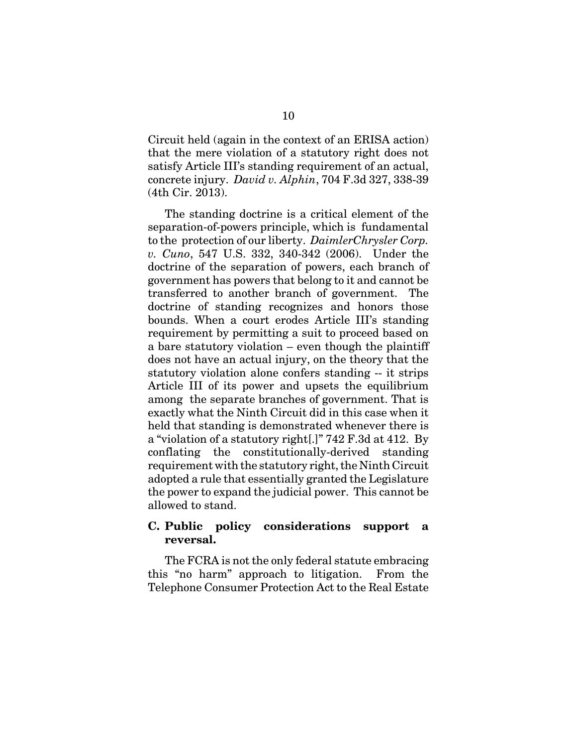Circuit held (again in the context of an ERISA action) that the mere violation of a statutory right does not satisfy Article III's standing requirement of an actual, concrete injury. *David v. Alphin*, 704 F.3d 327, 338-39 (4th Cir. 2013).

The standing doctrine is a critical element of the separation-of-powers principle, which is fundamental to the protection of our liberty. *DaimlerChrysler Corp. v. Cuno*, 547 U.S. 332, 340-342 (2006). Under the doctrine of the separation of powers, each branch of government has powers that belong to it and cannot be transferred to another branch of government. The doctrine of standing recognizes and honors those bounds. When a court erodes Article III's standing requirement by permitting a suit to proceed based on a bare statutory violation – even though the plaintiff does not have an actual injury, on the theory that the statutory violation alone confers standing -- it strips Article III of its power and upsets the equilibrium among the separate branches of government. That is exactly what the Ninth Circuit did in this case when it held that standing is demonstrated whenever there is a "violation of a statutory right[.]" 742 F.3d at 412. By conflating the constitutionally-derived standing requirement with the statutory right, the Ninth Circuit adopted a rule that essentially granted the Legislature the power to expand the judicial power. This cannot be allowed to stand.

### C. Public policy considerations support a reversal.

The FCRA is not the only federal statute embracing this "no harm" approach to litigation. From the Telephone Consumer Protection Act to the Real Estate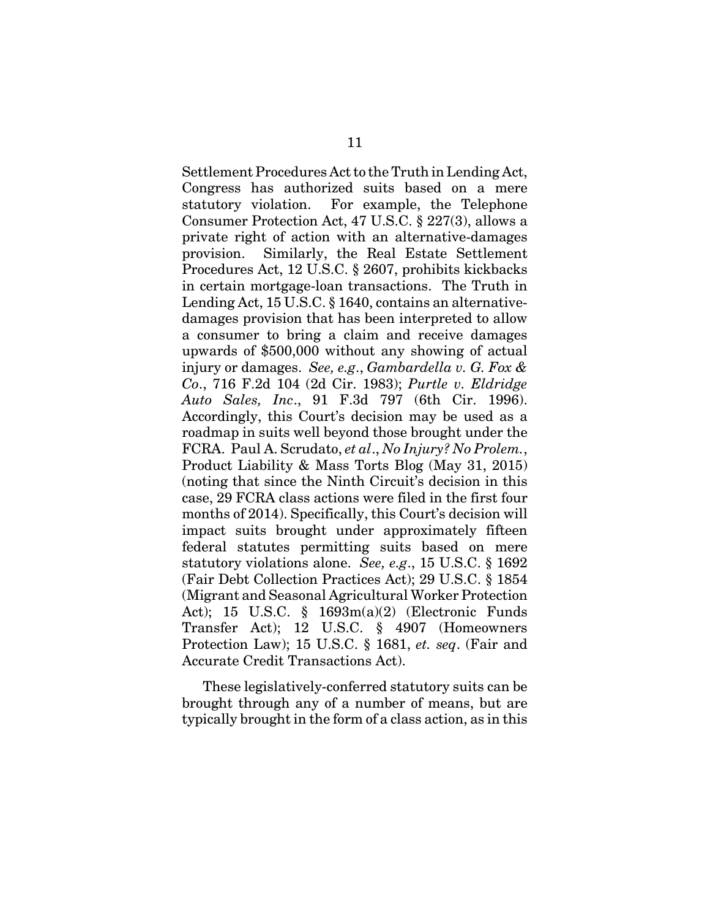Settlement Procedures Act to the Truth in Lending Act, Congress has authorized suits based on a mere statutory violation. For example, the Telephone Consumer Protection Act, 47 U.S.C. § 227(3), allows a private right of action with an alternative-damages provision. Similarly, the Real Estate Settlement Procedures Act, 12 U.S.C. § 2607, prohibits kickbacks in certain mortgage-loan transactions. The Truth in Lending Act, 15 U.S.C. § 1640, contains an alternative-damages provision that has been interpreted to allow a consumer to bring a claim and receive damages upwards of $500,000 without any showing of actual injury or damages. *See, e.g*., *Gambardella v. G. Fox & Co*., 716 F.2d 104 (2d Cir. 1983); *Purtle v. Eldridge Auto Sales, Inc*., 91 F.3d 797 (6th Cir. 1996). Accordingly, this Court's decision may be used as a roadmap in suits well beyond those brought under the FCRA. Paul A. Scrudato, *et al*., *No Injury? No Prolem.*, Product Liability & Mass Torts Blog (May 31, 2015) (noting that since the Ninth Circuit's decision in this case, 29 FCRA class actions were filed in the first four months of 2014). Specifically, this Court's decision will impact suits brought under approximately fifteen federal statutes permitting suits based on mere statutory violations alone. *See, e.g*., 15 U.S.C. § 1692 (Fair Debt Collection Practices Act); 29 U.S.C. § 1854 (Migrant and Seasonal Agricultural Worker Protection Act); 15 U.S.C. § 1693m(a)(2) (Electronic Funds Transfer Act); 12 U.S.C. § 4907 (Homeowners Protection Law); 15 U.S.C. § 1681, *et. seq*. (Fair and Accurate Credit Transactions Act).

These legislatively-conferred statutory suits can be brought through any of a number of means, but are typically brought in the form of a class action, as in this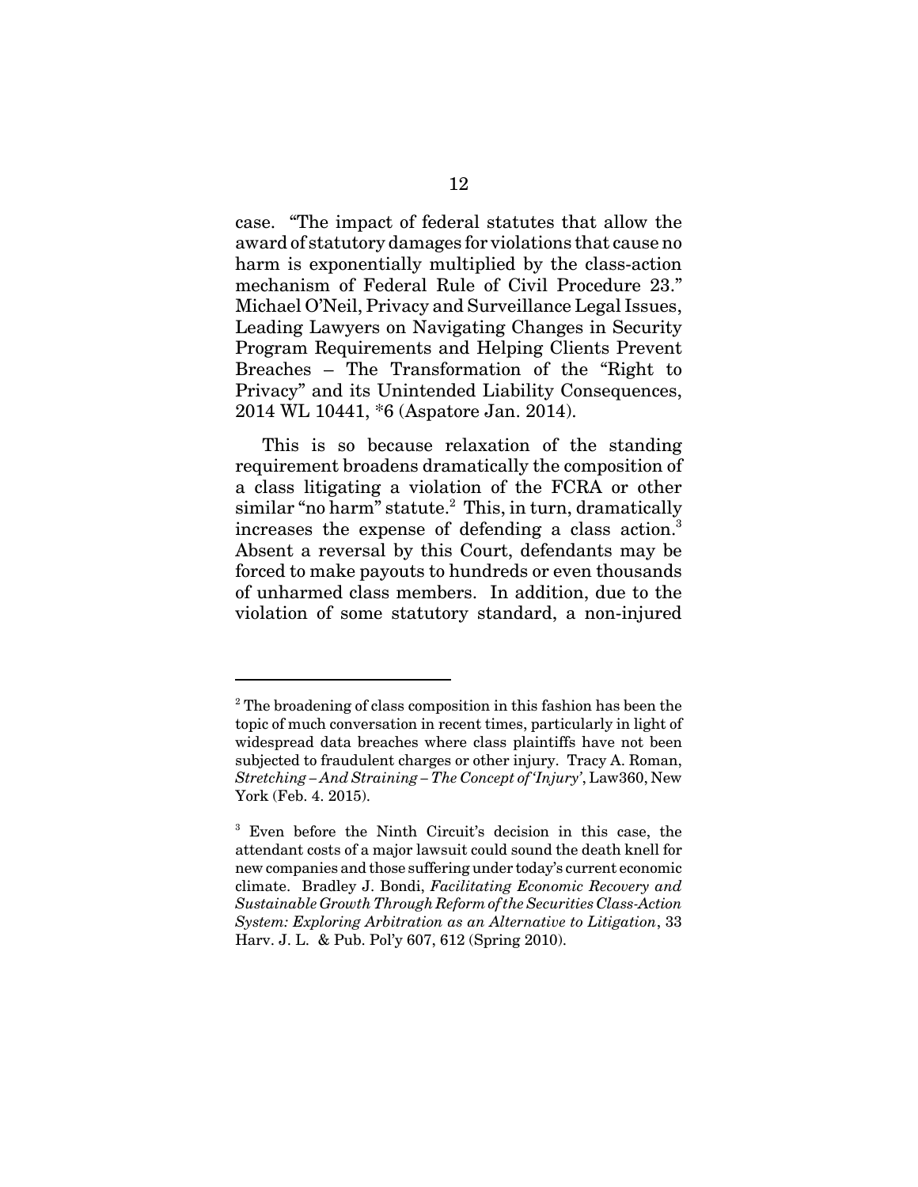case. "The impact of federal statutes that allow the award of statutory damages for violations that cause no harm is exponentially multiplied by the class-action mechanism of Federal Rule of Civil Procedure 23." Michael O'Neil, Privacy and Surveillance Legal Issues, Leading Lawyers on Navigating Changes in Security Program Requirements and Helping Clients Prevent Breaches – The Transformation of the "Right to Privacy" and its Unintended Liability Consequences, 2014 WL 10441, *6 (Aspatore Jan. 2014).

This is so because relaxation of the standing requirement broadens dramatically the composition of a class litigating a violation of the FCRA or other similar "no harm" statute.[2] This, in turn, dramatically increases the expense of defending a class action.[3] Absent a reversal by this Court, defendants may be forced to make payouts to hundreds or even thousands of unharmed class members. In addition, due to the violation of some statutory standard, a non-injured

---

[2] The broadening of class composition in this fashion has been the topic of much conversation in recent times, particularly in light of widespread data breaches where class plaintiffs have not been subjected to fraudulent charges or other injury. Tracy A. Roman, *Stretching – And Straining – The Concept of 'Injury'*, Law360, New York (Feb. 4. 2015).

[3] Even before the Ninth Circuit's decision in this case, the attendant costs of a major lawsuit could sound the death knell for new companies and those suffering under today's current economic climate. Bradley J. Bondi, *Facilitating Economic Recovery and Sustainable Growth Through Reform of the Securities Class-Action System: Exploring Arbitration as an Alternative to Litigation*, 33 Harv. J. L. & Pub. Pol'y 607, 612 (Spring 2010).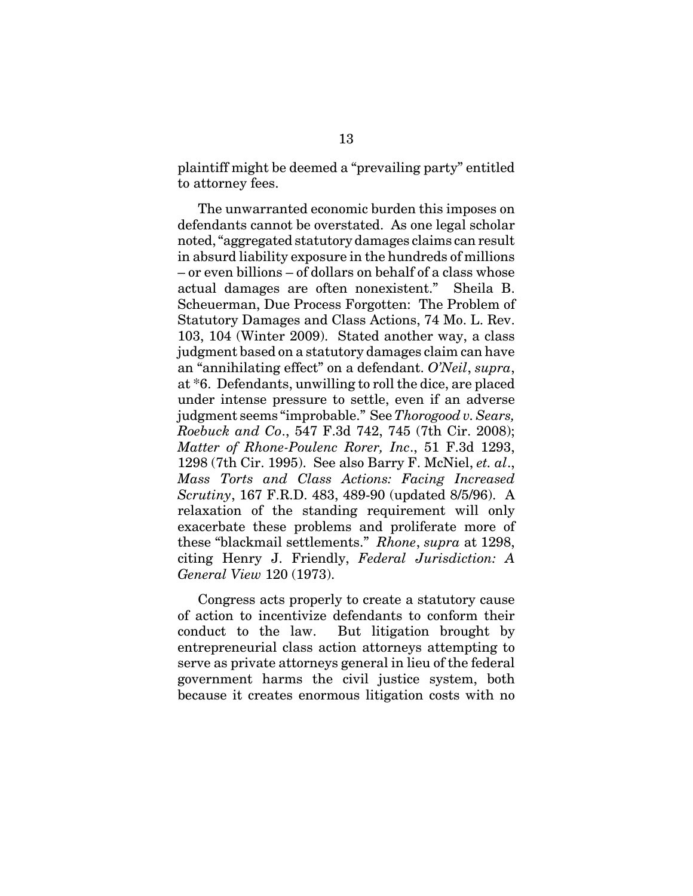plaintiff might be deemed a "prevailing party" entitled to attorney fees.

The unwarranted economic burden this imposes on defendants cannot be overstated. As one legal scholar noted, "aggregated statutory damages claims can result in absurd liability exposure in the hundreds of millions – or even billions – of dollars on behalf of a class whose actual damages are often nonexistent." Sheila B. Scheuerman, Due Process Forgotten: The Problem of Statutory Damages and Class Actions, 74 Mo. L. Rev. 103, 104 (Winter 2009). Stated another way, a class judgment based on a statutory damages claim can have an "annihilating effect" on a defendant. *O'Neil*, *supra*, at *6. Defendants, unwilling to roll the dice, are placed under intense pressure to settle, even if an adverse judgment seems "improbable." See *Thorogood v. Sears, Roebuck and Co*., 547 F.3d 742, 745 (7th Cir. 2008); *Matter of Rhone-Poulenc Rorer, Inc*., 51 F.3d 1293, 1298 (7th Cir. 1995). See also Barry F. McNiel, *et. al*., *Mass Torts and Class Actions: Facing Increased Scrutiny*, 167 F.R.D. 483, 489-90 (updated 8/5/96). A relaxation of the standing requirement will only exacerbate these problems and proliferate more of these "blackmail settlements." *Rhone*, *supra* at 1298, citing Henry J. Friendly, *Federal Jurisdiction: A General View* 120 (1973).

Congress acts properly to create a statutory cause of action to incentivize defendants to conform their conduct to the law. But litigation brought by entrepreneurial class action attorneys attempting to serve as private attorneys general in lieu of the federal government harms the civil justice system, both because it creates enormous litigation costs with no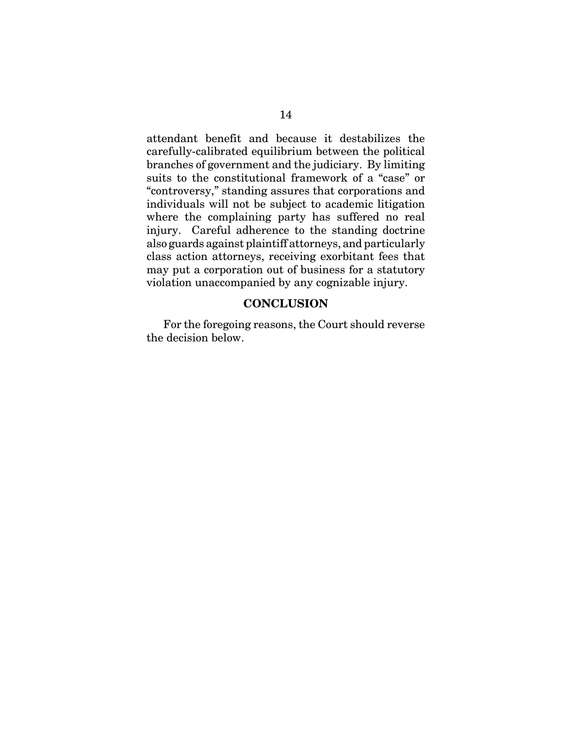attendant benefit and because it destabilizes the carefully-calibrated equilibrium between the political branches of government and the judiciary. By limiting suits to the constitutional framework of a "case" or "controversy," standing assures that corporations and individuals will not be subject to academic litigation where the complaining party has suffered no real injury. Careful adherence to the standing doctrine also guards against plaintiff attorneys, and particularly class action attorneys, receiving exorbitant fees that may put a corporation out of business for a statutory violation unaccompanied by any cognizable injury.

## CONCLUSION

For the foregoing reasons, the Court should reverse the decision below.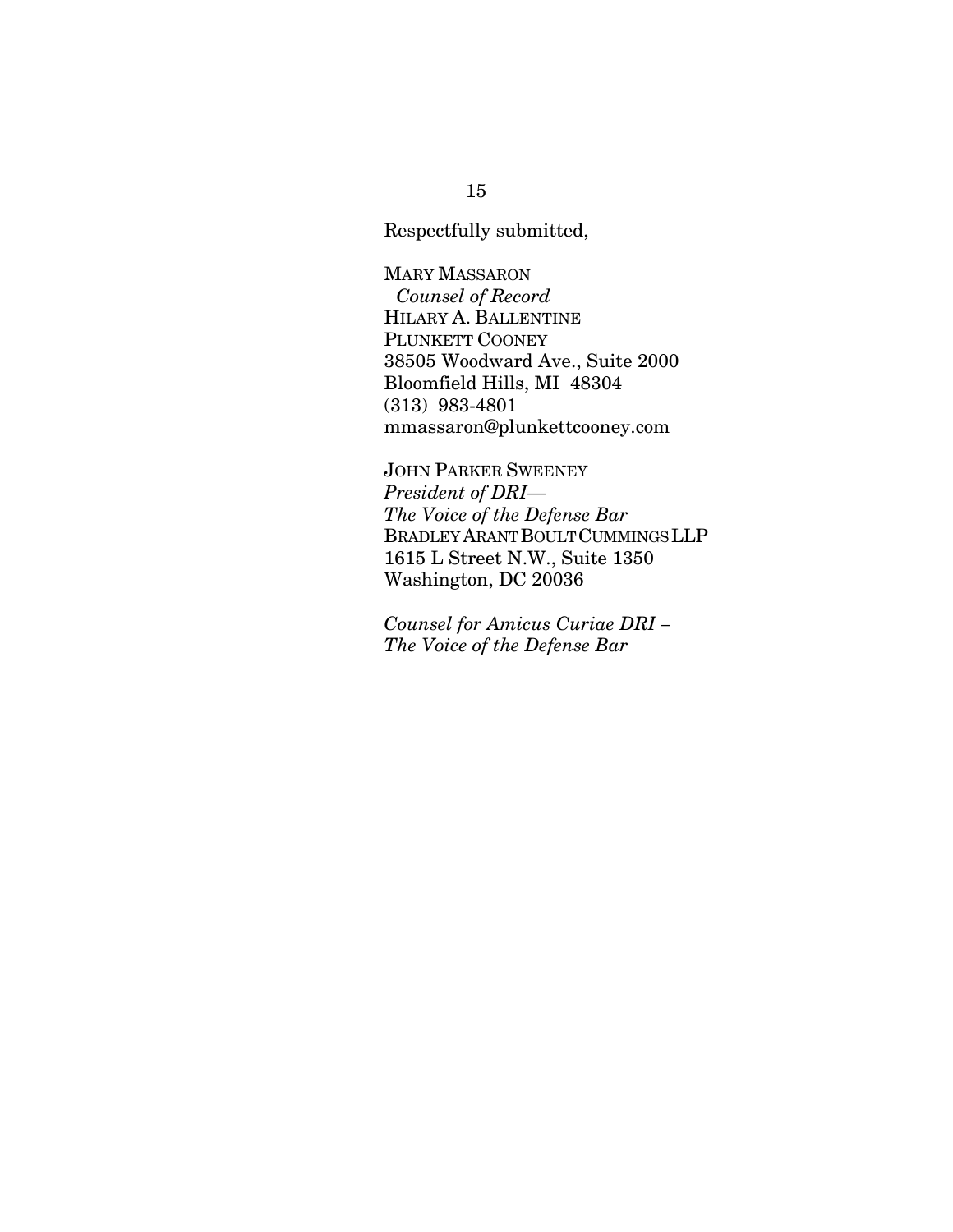Respectfully submitted,

MARY MASSARON
*Counsel of Record*
HILARY A. BALLENTINE
PLUNKETT COONEY
38505 Woodward Ave., Suite 2000
Bloomfield Hills, MI 48304
(313) 983-4801
mmassaron@plunkettcooney.com

JOHN PARKER SWEENEY
*President of DRI—*
*The Voice of the Defense Bar*
BRADLEY ARANT BOULT CUMMINGS LLP
1615 L Street N.W., Suite 1350
Washington, DC 20036

*Counsel for Amicus Curiae DRI –*
*The Voice of the Defense Bar*